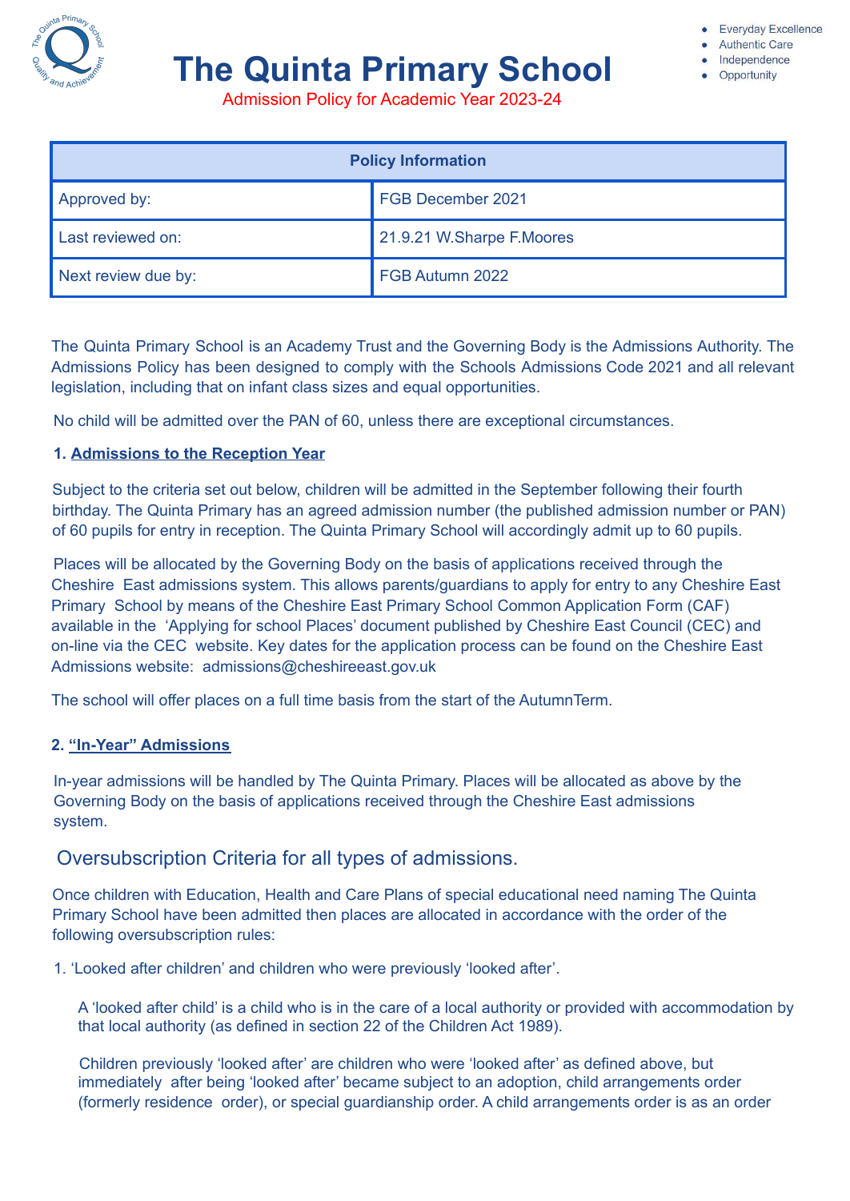# The Quinta Primary School

- Everyday Excellence
- Authentic Care
- Independence
- Opportunity

Admission Policy for Academic Year 2023-24

| Policy Information | |
|---|---|
| Approved by: | FGB December 2021 |
| Last reviewed on: | 21.9.21 W.Sharpe F.Moores |
| Next review due by: | FGB Autumn 2022 |

The Quinta Primary School is an Academy Trust and the Governing Body is the Admissions Authority. The Admissions Policy has been designed to comply with the Schools Admissions Code 2021 and all relevant legislation, including that on infant class sizes and equal opportunities.

No child will be admitted over the PAN of 60, unless there are exceptional circumstances.

## 1. Admissions to the Reception Year

Subject to the criteria set out below, children will be admitted in the September following their fourth birthday. The Quinta Primary has an agreed admission number (the published admission number or PAN) of 60 pupils for entry in reception. The Quinta Primary School will accordingly admit up to 60 pupils.

Places will be allocated by the Governing Body on the basis of applications received through the Cheshire East admissions system. This allows parents/guardians to apply for entry to any Cheshire East Primary School by means of the Cheshire East Primary School Common Application Form (CAF) available in the 'Applying for school Places' document published by Cheshire East Council (CEC) and on-line via the CEC website. Key dates for the application process can be found on the Cheshire East Admissions website: admissions@cheshireeast.gov.uk

The school will offer places on a full time basis from the start of the AutumnTerm.

## 2. "In-Year" Admissions

In-year admissions will be handled by The Quinta Primary. Places will be allocated as above by the Governing Body on the basis of applications received through the Cheshire East admissions system.

## Oversubscription Criteria for all types of admissions.

Once children with Education, Health and Care Plans of special educational need naming The Quinta Primary School have been admitted then places are allocated in accordance with the order of the following oversubscription rules:

1. 'Looked after children' and children who were previously 'looked after'.

   A 'looked after child' is a child who is in the care of a local authority or provided with accommodation by that local authority (as defined in section 22 of the Children Act 1989).

   Children previously 'looked after' are children who were 'looked after' as defined above, but immediately after being 'looked after' became subject to an adoption, child arrangements order (formerly residence order), or special guardianship order. A child arrangements order is as an order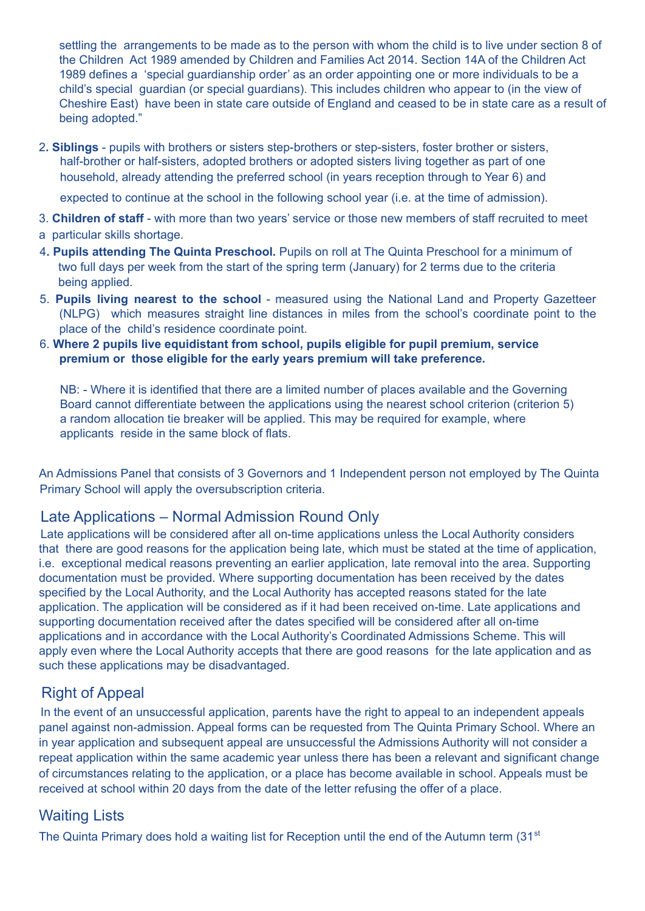settling the arrangements to be made as to the person with whom the child is to live under section 8 of the Children Act 1989 amended by Children and Families Act 2014. Section 14A of the Children Act 1989 defines a 'special guardianship order' as an order appointing one or more individuals to be a child's special guardian (or special guardians). This includes children who appear to (in the view of Cheshire East) have been in state care outside of England and ceased to be in state care as a result of being adopted."

2. **Siblings** - pupils with brothers or sisters step-brothers or step-sisters, foster brother or sisters, half-brother or half-sisters, adopted brothers or adopted sisters living together as part of one household, already attending the preferred school (in years reception through to Year 6) and

   expected to continue at the school in the following school year (i.e. at the time of admission).

3. **Children of staff** - with more than two years' service or those new members of staff recruited to meet a particular skills shortage.
4. **Pupils attending The Quinta Preschool.** Pupils on roll at The Quinta Preschool for a minimum of two full days per week from the start of the spring term (January) for 2 terms due to the criteria being applied.
5. **Pupils living nearest to the school** - measured using the National Land and Property Gazetteer (NLPG) which measures straight line distances in miles from the school's coordinate point to the place of the child's residence coordinate point.
6. **Where 2 pupils live equidistant from school, pupils eligible for pupil premium, service premium or those eligible for the early years premium will take preference.**

   NB: - Where it is identified that there are a limited number of places available and the Governing Board cannot differentiate between the applications using the nearest school criterion (criterion 5) a random allocation tie breaker will be applied. This may be required for example, where applicants reside in the same block of flats.

An Admissions Panel that consists of 3 Governors and 1 Independent person not employed by The Quinta Primary School will apply the oversubscription criteria.

## Late Applications – Normal Admission Round Only

Late applications will be considered after all on-time applications unless the Local Authority considers that there are good reasons for the application being late, which must be stated at the time of application, i.e. exceptional medical reasons preventing an earlier application, late removal into the area. Supporting documentation must be provided. Where supporting documentation has been received by the dates specified by the Local Authority, and the Local Authority has accepted reasons stated for the late application. The application will be considered as if it had been received on-time. Late applications and supporting documentation received after the dates specified will be considered after all on-time applications and in accordance with the Local Authority's Coordinated Admissions Scheme. This will apply even where the Local Authority accepts that there are good reasons for the late application and as such these applications may be disadvantaged.

## Right of Appeal

In the event of an unsuccessful application, parents have the right to appeal to an independent appeals panel against non-admission. Appeal forms can be requested from The Quinta Primary School. Where an in year application and subsequent appeal are unsuccessful the Admissions Authority will not consider a repeat application within the same academic year unless there has been a relevant and significant change of circumstances relating to the application, or a place has become available in school. Appeals must be received at school within 20 days from the date of the letter refusing the offer of a place.

## Waiting Lists

The Quinta Primary does hold a waiting list for Reception until the end of the Autumn term (31st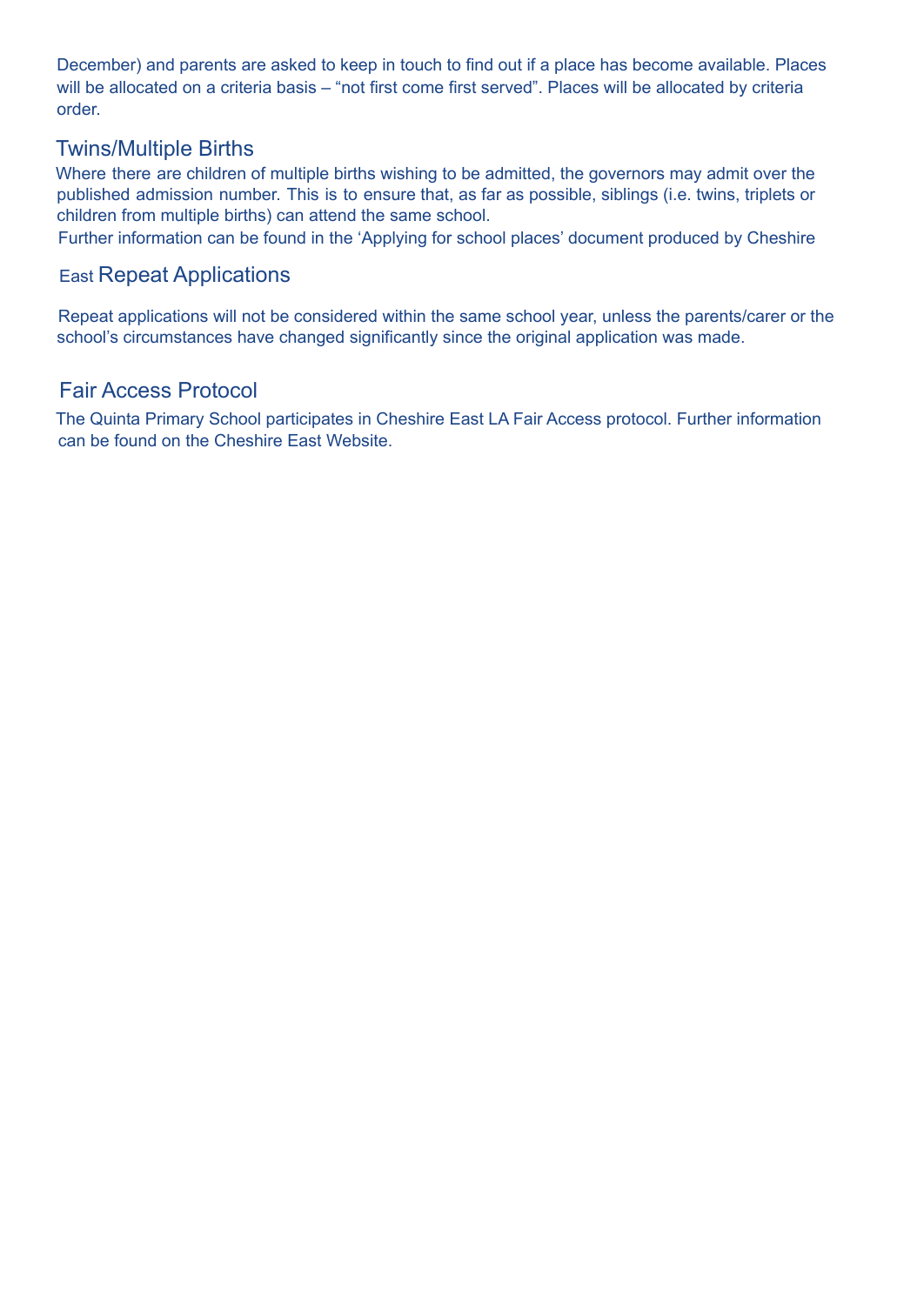December) and parents are asked to keep in touch to find out if a place has become available. Places will be allocated on a criteria basis – "not first come first served". Places will be allocated by criteria order.

## Twins/Multiple Births

Where there are children of multiple births wishing to be admitted, the governors may admit over the published admission number. This is to ensure that, as far as possible, siblings (i.e. twins, triplets or children from multiple births) can attend the same school.

Further information can be found in the 'Applying for school places' document produced by Cheshire East

## Repeat Applications

Repeat applications will not be considered within the same school year, unless the parents/carer or the school's circumstances have changed significantly since the original application was made.

## Fair Access Protocol

The Quinta Primary School participates in Cheshire East LA Fair Access protocol. Further information can be found on the Cheshire East Website.